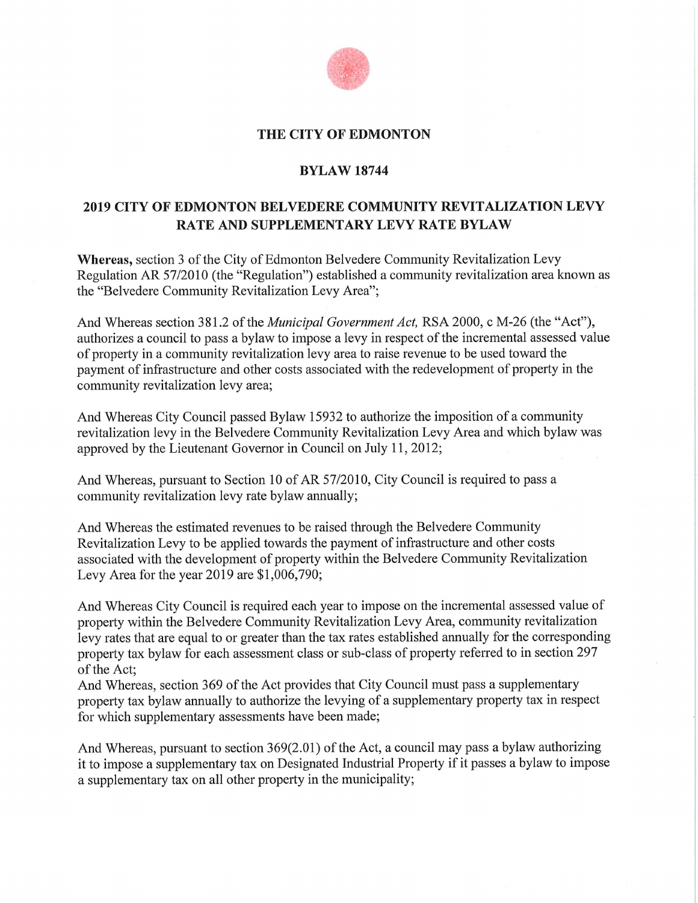# THE CITY OF EDMONTON

## BYLAW 18744

## 2019 CITY OF EDMONTON BELVEDERE COMMUNITY REVITALIZATION LEVY RATE AND SUPPLEMENTARY LEVY RATE BYLAW

**Whereas,** section 3 of the City of Edmonton Belvedere Community Revitalization Levy Regulation AR 57/2010 (the "Regulation") established a community revitalization area known as the "Belvedere Community Revitalization Levy Area";

And Whereas section 381.2 of the *Municipal Government Act,* RSA 2000, c M-26 (the "Act"), authorizes a council to pass a bylaw to impose a levy in respect of the incremental assessed value of property in a community revitalization levy area to raise revenue to be used toward the payment of infrastructure and other costs associated with the redevelopment of property in the community revitalization levy area;

And Whereas City Council passed Bylaw 15932 to authorize the imposition of a community revitalization levy in the Belvedere Community Revitalization Levy Area and which bylaw was approved by the Lieutenant Governor in Council on July 11, 2012;

And Whereas, pursuant to Section 10 of AR 57/2010, City Council is required to pass a community revitalization levy rate bylaw annually;

And Whereas the estimated revenues to be raised through the Belvedere Community Revitalization Levy to be applied towards the payment of infrastructure and other costs associated with the development of property within the Belvedere Community Revitalization Levy Area for the year 2019 are $1,006,790;

And Whereas City Council is required each year to impose on the incremental assessed value of property within the Belvedere Community Revitalization Levy Area, community revitalization levy rates that are equal to or greater than the tax rates established annually for the corresponding property tax bylaw for each assessment class or sub-class of property referred to in section 297 of the Act;

And Whereas, section 369 of the Act provides that City Council must pass a supplementary property tax bylaw annually to authorize the levying of a supplementary property tax in respect for which supplementary assessments have been made;

And Whereas, pursuant to section 369(2.01) of the Act, a council may pass a bylaw authorizing it to impose a supplementary tax on Designated Industrial Property if it passes a bylaw to impose a supplementary tax on all other property in the municipality;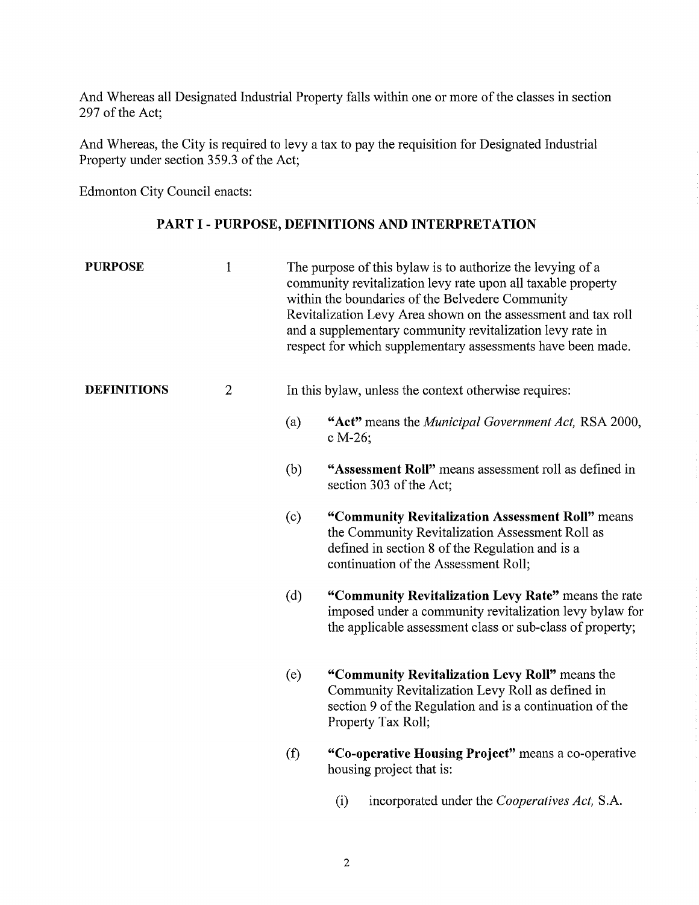And Whereas all Designated Industrial Property falls within one or more of the classes in section 297 of the Act;

And Whereas, the City is required to levy a tax to pay the requisition for Designated Industrial Property under section 359.3 of the Act;

Edmonton City Council enacts:

## PART I - PURPOSE, DEFINITIONS AND INTERPRETATION

**PURPOSE** 1 The purpose of this bylaw is to authorize the levying of a community revitalization levy rate upon all taxable property within the boundaries of the Belvedere Community Revitalization Levy Area shown on the assessment and tax roll and a supplementary community revitalization levy rate in respect for which supplementary assessments have been made.

**DEFINITIONS** 2 In this bylaw, unless the context otherwise requires:

(a) **"Act"** means the *Municipal Government Act,* RSA 2000, c M-26;

(b) **"Assessment Roll"** means assessment roll as defined in section 303 of the Act;

(c) **"Community Revitalization Assessment Roll"** means the Community Revitalization Assessment Roll as defined in section 8 of the Regulation and is a continuation of the Assessment Roll;

(d) **"Community Revitalization Levy Rate"** means the rate imposed under a community revitalization levy bylaw for the applicable assessment class or sub-class of property;

(e) **"Community Revitalization Levy Roll"** means the Community Revitalization Levy Roll as defined in section 9 of the Regulation and is a continuation of the Property Tax Roll;

(f) **"Co-operative Housing Project"** means a co-operative housing project that is:

(i) incorporated under the *Cooperatives Act,* S.A.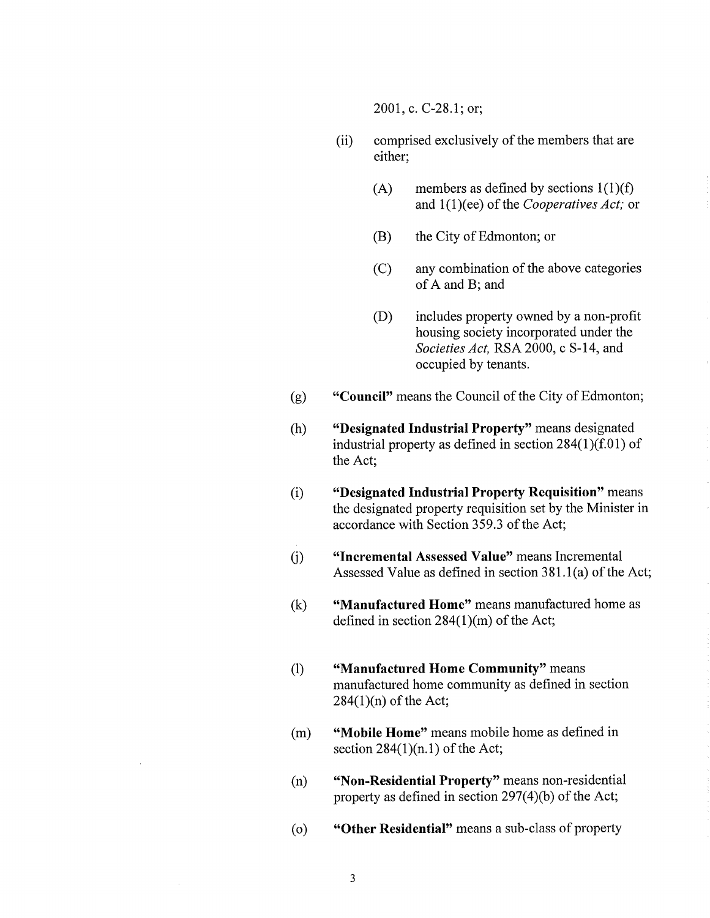2001, c. C-28.1; or;

(ii) comprised exclusively of the members that are either;

(A) members as defined by sections 1(1)(f) and 1(1)(ee) of the *Cooperatives Act;* or

(B) the City of Edmonton; or

(C) any combination of the above categories of A and B; and

(D) includes property owned by a non-profit housing society incorporated under the *Societies Act,* RSA 2000, c S-14, and occupied by tenants.

(g) **"Council"** means the Council of the City of Edmonton;

(h) **"Designated Industrial Property"** means designated industrial property as defined in section 284(1)(f.01) of the Act;

(i) **"Designated Industrial Property Requisition"** means the designated property requisition set by the Minister in accordance with Section 359.3 of the Act;

(j) **"Incremental Assessed Value"** means Incremental Assessed Value as defined in section 381.1(a) of the Act;

(k) **"Manufactured Home"** means manufactured home as defined in section 284(1)(m) of the Act;

(l) **"Manufactured Home Community"** means manufactured home community as defined in section 284(1)(n) of the Act;

(m) **"Mobile Home"** means mobile home as defined in section 284(1)(n.1) of the Act;

(n) **"Non-Residential Property"** means non-residential property as defined in section 297(4)(b) of the Act;

(o) **"Other Residential"** means a sub-class of property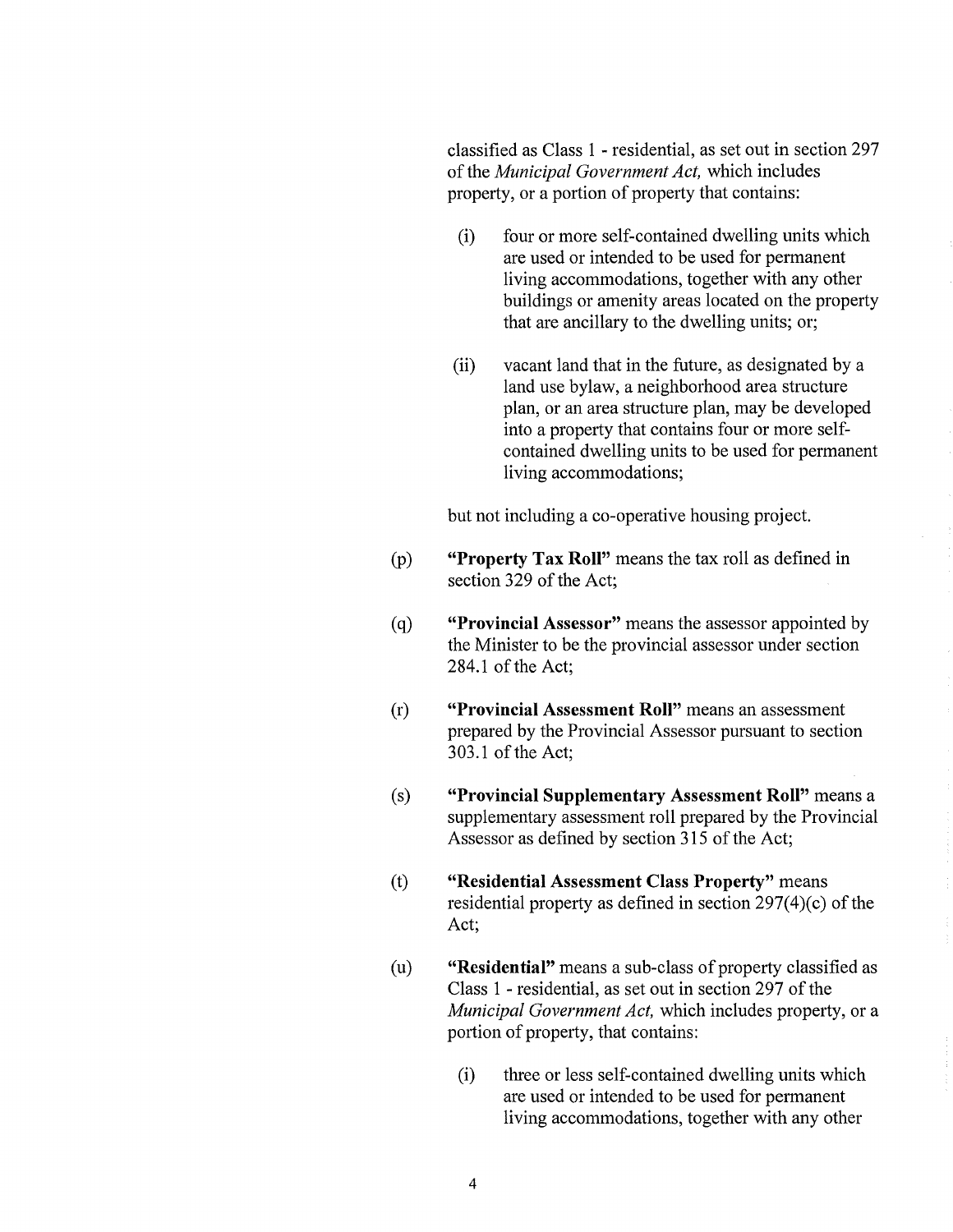classified as Class 1 - residential, as set out in section 297 of the *Municipal Government Act,* which includes property, or a portion of property that contains:

(i) four or more self-contained dwelling units which are used or intended to be used for permanent living accommodations, together with any other buildings or amenity areas located on the property that are ancillary to the dwelling units; or;

(ii) vacant land that in the future, as designated by a land use bylaw, a neighborhood area structure plan, or an area structure plan, may be developed into a property that contains four or more self-contained dwelling units to be used for permanent living accommodations;

but not including a co-operative housing project.

(p) **"Property Tax Roll"** means the tax roll as defined in section 329 of the Act;

(q) **"Provincial Assessor"** means the assessor appointed by the Minister to be the provincial assessor under section 284.1 of the Act;

(r) **"Provincial Assessment Roll"** means an assessment prepared by the Provincial Assessor pursuant to section 303.1 of the Act;

(s) **"Provincial Supplementary Assessment Roll"** means a supplementary assessment roll prepared by the Provincial Assessor as defined by section 315 of the Act;

(t) **"Residential Assessment Class Property"** means residential property as defined in section 297(4)(c) of the Act;

(u) **"Residential"** means a sub-class of property classified as Class 1 - residential, as set out in section 297 of the *Municipal Government Act,* which includes property, or a portion of property, that contains:

(i) three or less self-contained dwelling units which are used or intended to be used for permanent living accommodations, together with any other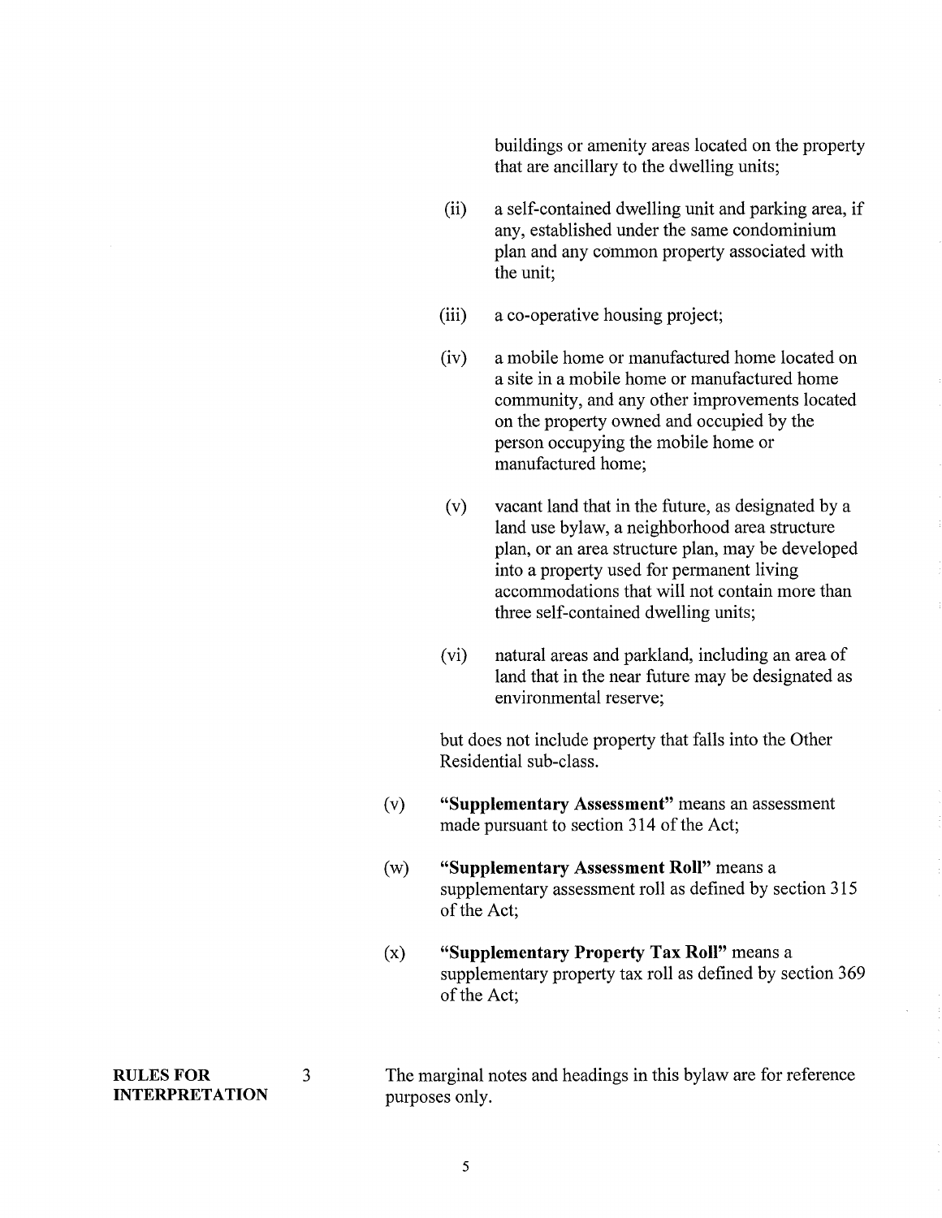buildings or amenity areas located on the property that are ancillary to the dwelling units;

(ii) a self-contained dwelling unit and parking area, if any, established under the same condominium plan and any common property associated with the unit;

(iii) a co-operative housing project;

(iv) a mobile home or manufactured home located on a site in a mobile home or manufactured home community, and any other improvements located on the property owned and occupied by the person occupying the mobile home or manufactured home;

(v) vacant land that in the future, as designated by a land use bylaw, a neighborhood area structure plan, or an area structure plan, may be developed into a property used for permanent living accommodations that will not contain more than three self-contained dwelling units;

(vi) natural areas and parkland, including an area of land that in the near future may be designated as environmental reserve;

but does not include property that falls into the Other Residential sub-class.

(v) **"Supplementary Assessment"** means an assessment made pursuant to section 314 of the Act;

(w) **"Supplementary Assessment Roll"** means a supplementary assessment roll as defined by section 315 of the Act;

(x) **"Supplementary Property Tax Roll"** means a supplementary property tax roll as defined by section 369 of the Act;

**RULES FOR INTERPRETATION**

3 The marginal notes and headings in this bylaw are for reference purposes only.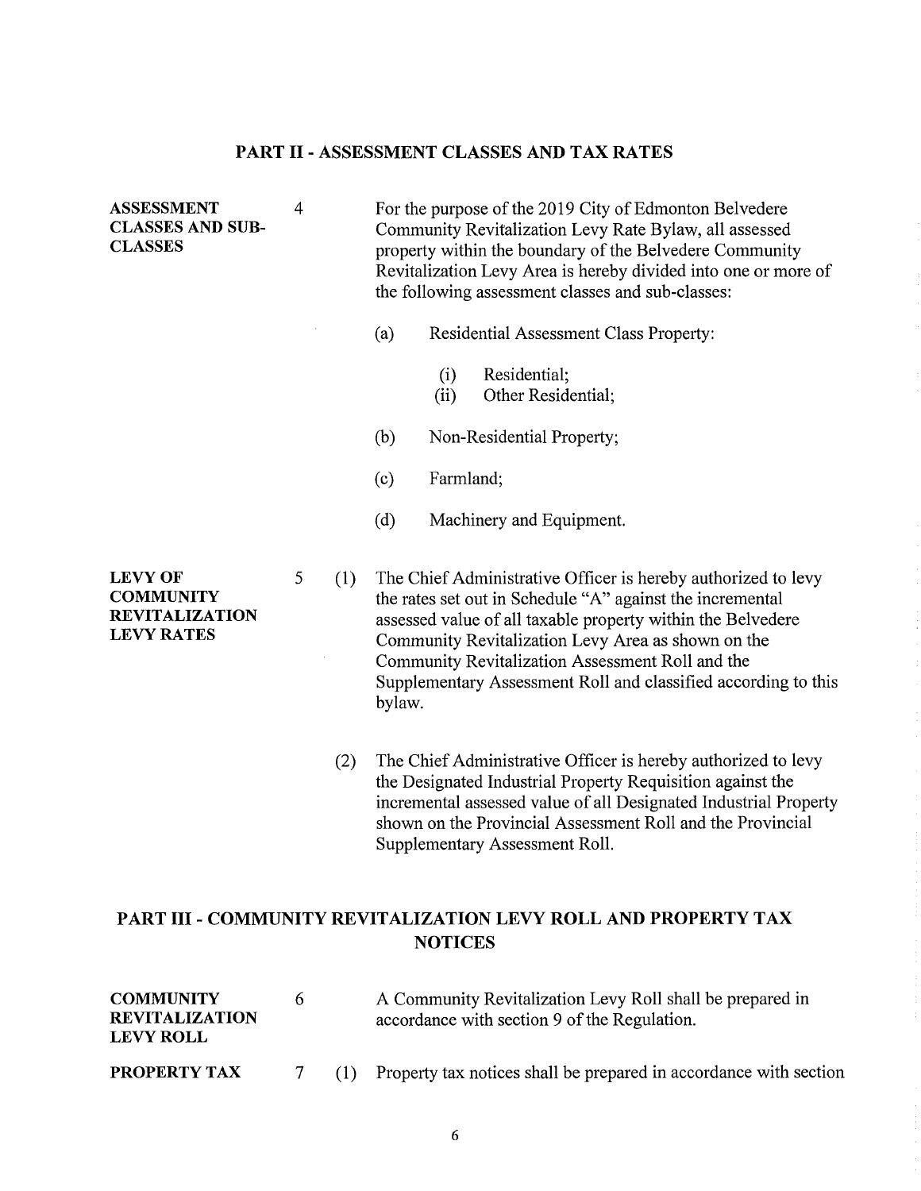## PART II - ASSESSMENT CLASSES AND TAX RATES

**ASSESSMENT CLASSES AND SUB-CLASSES**

4 For the purpose of the 2019 City of Edmonton Belvedere Community Revitalization Levy Rate Bylaw, all assessed property within the boundary of the Belvedere Community Revitalization Levy Area is hereby divided into one or more of the following assessment classes and sub-classes:

- (a) Residential Assessment Class Property:
  - (i) Residential;
  - (ii) Other Residential;
- (b) Non-Residential Property;
- (c) Farmland;
- (d) Machinery and Equipment.

**LEVY OF COMMUNITY REVITALIZATION LEVY RATES**

5 (1) The Chief Administrative Officer is hereby authorized to levy the rates set out in Schedule "A" against the incremental assessed value of all taxable property within the Belvedere Community Revitalization Levy Area as shown on the Community Revitalization Assessment Roll and the Supplementary Assessment Roll and classified according to this bylaw.

(2) The Chief Administrative Officer is hereby authorized to levy the Designated Industrial Property Requisition against the incremental assessed value of all Designated Industrial Property shown on the Provincial Assessment Roll and the Provincial Supplementary Assessment Roll.

## PART III - COMMUNITY REVITALIZATION LEVY ROLL AND PROPERTY TAX NOTICES

**COMMUNITY REVITALIZATION LEVY ROLL**

6 A Community Revitalization Levy Roll shall be prepared in accordance with section 9 of the Regulation.

**PROPERTY TAX**

7 (1) Property tax notices shall be prepared in accordance with section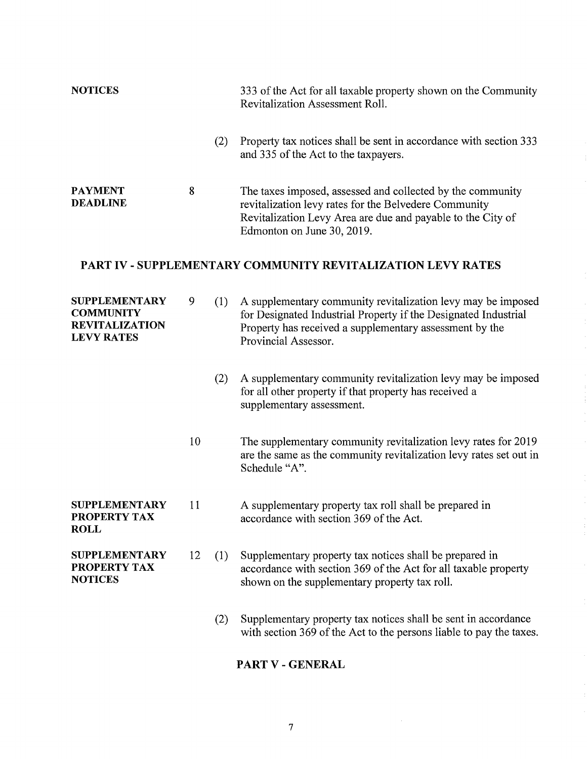**NOTICES**

333 of the Act for all taxable property shown on the Community Revitalization Assessment Roll.

(2) Property tax notices shall be sent in accordance with section 333 and 335 of the Act to the taxpayers.

**PAYMENT DEADLINE**

8 The taxes imposed, assessed and collected by the community revitalization levy rates for the Belvedere Community Revitalization Levy Area are due and payable to the City of Edmonton on June 30, 2019.

## PART IV - SUPPLEMENTARY COMMUNITY REVITALIZATION LEVY RATES

**SUPPLEMENTARY COMMUNITY REVITALIZATION LEVY RATES**

9 (1) A supplementary community revitalization levy may be imposed for Designated Industrial Property if the Designated Industrial Property has received a supplementary assessment by the Provincial Assessor.

(2) A supplementary community revitalization levy may be imposed for all other property if that property has received a supplementary assessment.

10 The supplementary community revitalization levy rates for 2019 are the same as the community revitalization levy rates set out in Schedule "A".

**SUPPLEMENTARY PROPERTY TAX ROLL**

11 A supplementary property tax roll shall be prepared in accordance with section 369 of the Act.

**SUPPLEMENTARY PROPERTY TAX NOTICES**

12 (1) Supplementary property tax notices shall be prepared in accordance with section 369 of the Act for all taxable property shown on the supplementary property tax roll.

(2) Supplementary property tax notices shall be sent in accordance with section 369 of the Act to the persons liable to pay the taxes.

## PART V - GENERAL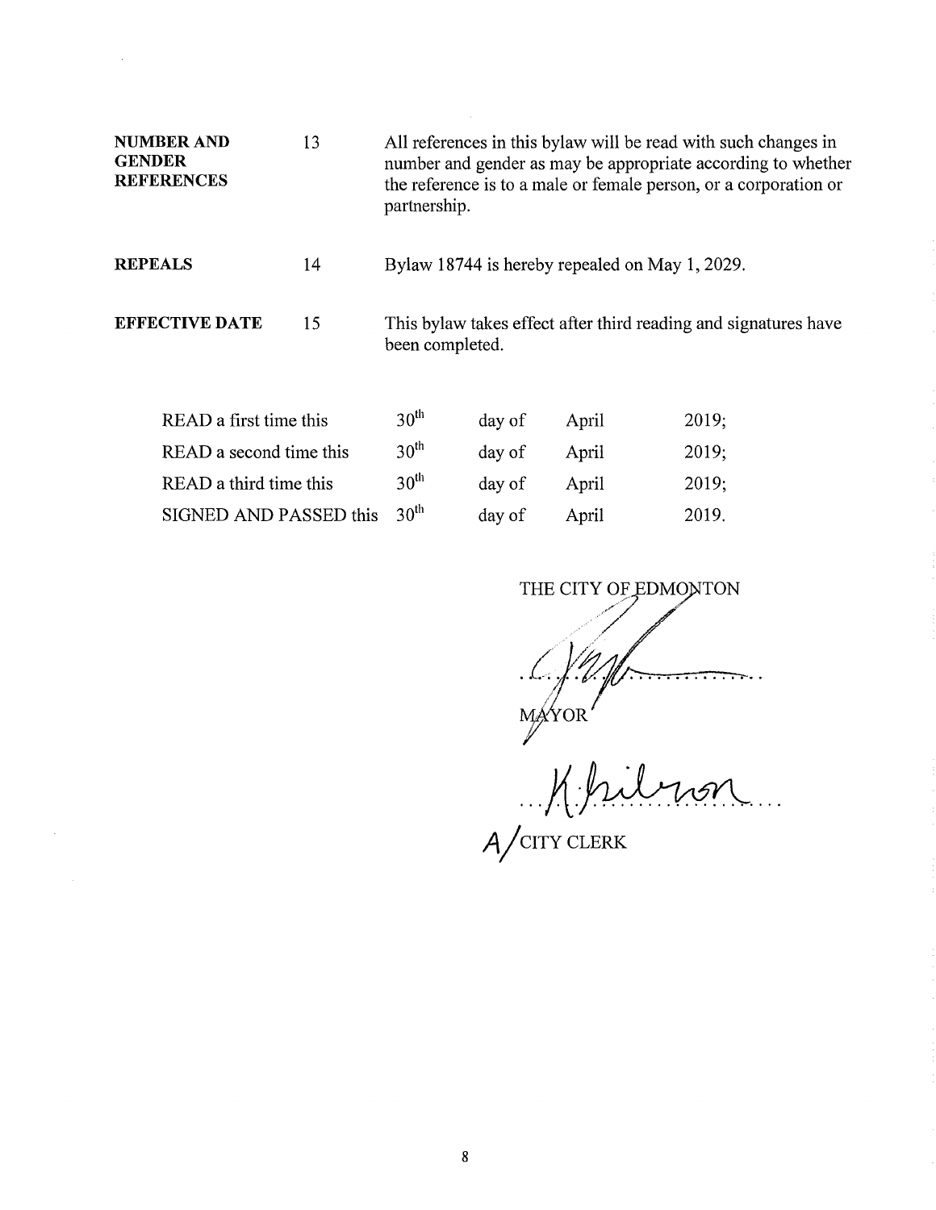| | | |
|---|---|---|
| **NUMBER AND GENDER REFERENCES** | 13 | All references in this bylaw will be read with such changes in number and gender as may be appropriate according to whether the reference is to a male or female person, or a corporation or partnership. |
| **REPEALS** | 14 | Bylaw 18744 is hereby repealed on May 1, 2029. |
| **EFFECTIVE DATE** | 15 | This bylaw takes effect after third reading and signatures have been completed. |

| | | | | |
|---|---|---|---|---|
| READ a first time this | 30th | day of | April | 2019; |
| READ a second time this | 30th | day of | April | 2019; |
| READ a third time this | 30th | day of | April | 2019; |
| SIGNED AND PASSED this | 30th | day of | April | 2019. |

THE CITY OF EDMONTON

MAYOR

A/CITY CLERK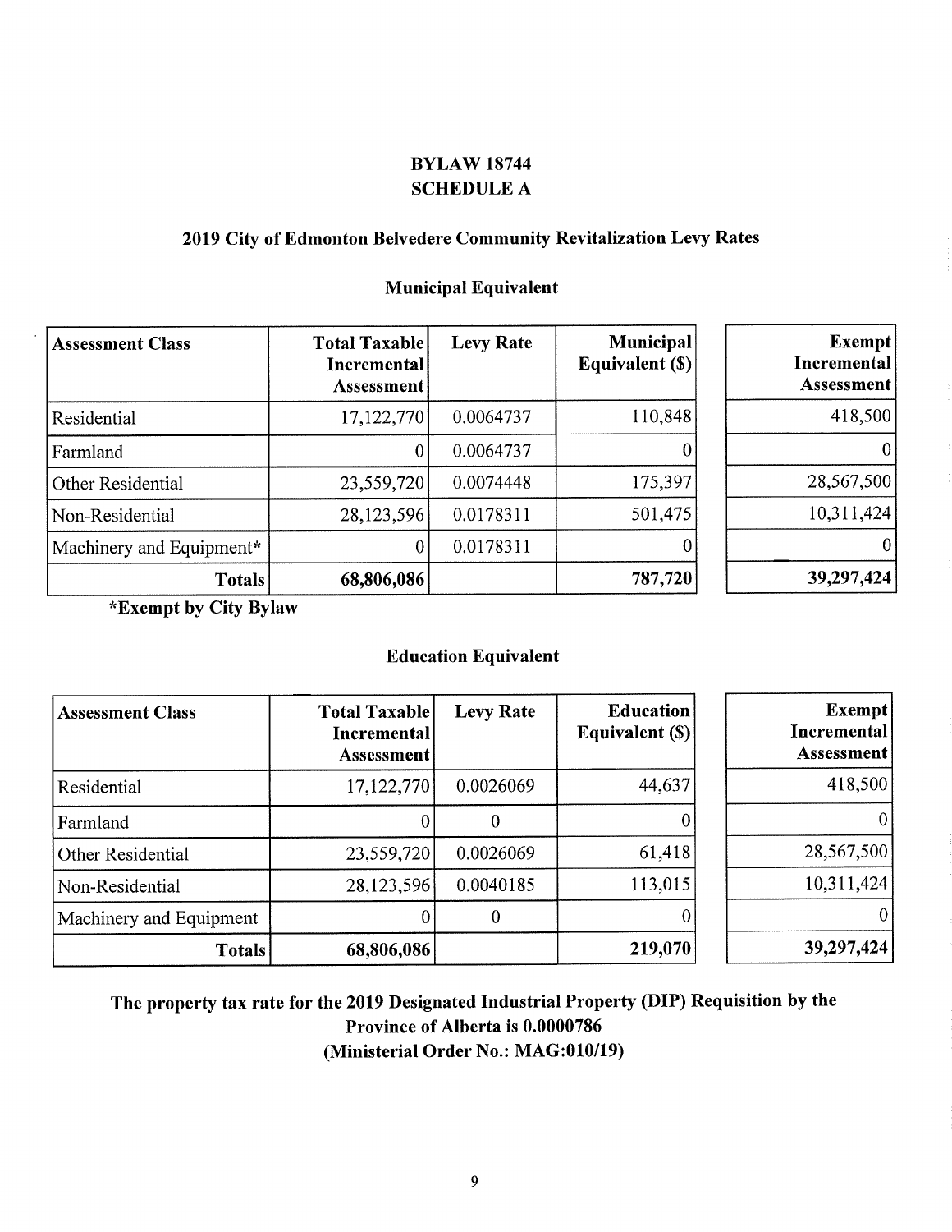## BYLAW 18744
## SCHEDULE A

### 2019 City of Edmonton Belvedere Community Revitalization Levy Rates

#### Municipal Equivalent

| Assessment Class | Total Taxable Incremental Assessment | Levy Rate | Municipal Equivalent ($) | Exempt Incremental Assessment |
|---|---|---|---|---|
| Residential | 17,122,770 | 0.0064737 | 110,848 | 418,500 |
| Farmland | 0 | 0.0064737 | 0 | 0 |
| Other Residential | 23,559,720 | 0.0074448 | 175,397 | 28,567,500 |
| Non-Residential | 28,123,596 | 0.0178311 | 501,475 | 10,311,424 |
| Machinery and Equipment* | 0 | 0.0178311 | 0 | 0 |
| **Totals** | **68,806,086** | | **787,720** | **39,297,424** |

**\*Exempt by City Bylaw**

#### Education Equivalent

| Assessment Class | Total Taxable Incremental Assessment | Levy Rate | Education Equivalent ($) | Exempt Incremental Assessment |
|---|---|---|---|---|
| Residential | 17,122,770 | 0.0026069 | 44,637 | 418,500 |
| Farmland | 0 | 0 | 0 | 0 |
| Other Residential | 23,559,720 | 0.0026069 | 61,418 | 28,567,500 |
| Non-Residential | 28,123,596 | 0.0040185 | 113,015 | 10,311,424 |
| Machinery and Equipment | 0 | 0 | 0 | 0 |
| **Totals** | **68,806,086** | | **219,070** | **39,297,424** |

**The property tax rate for the 2019 Designated Industrial Property (DIP) Requisition by the Province of Alberta is 0.0000786**
**(Ministerial Order No.: MAG:010/19)**